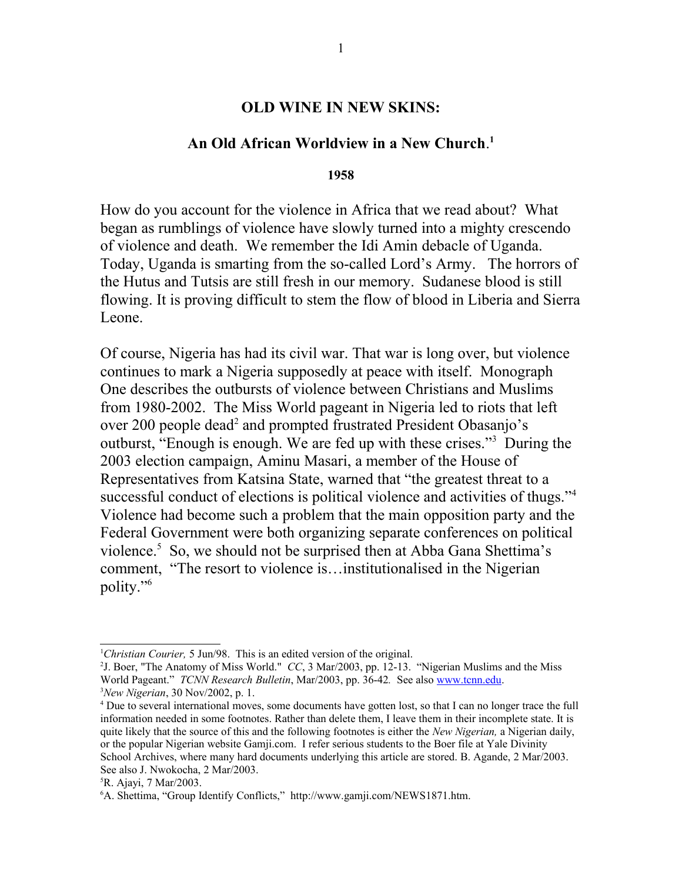# OLD WINE IN NEW SKINS:

## An Old African Worldview in a New Church.[1]

**1958**

How do you account for the violence in Africa that we read about? What began as rumblings of violence have slowly turned into a mighty crescendo of violence and death. We remember the Idi Amin debacle of Uganda. Today, Uganda is smarting from the so-called Lord's Army. The horrors of the Hutus and Tutsis are still fresh in our memory. Sudanese blood is still flowing. It is proving difficult to stem the flow of blood in Liberia and Sierra Leone.

Of course, Nigeria has had its civil war. That war is long over, but violence continues to mark a Nigeria supposedly at peace with itself. Monograph One describes the outbursts of violence between Christians and Muslims from 1980-2002. The Miss World pageant in Nigeria led to riots that left over 200 people dead[2] and prompted frustrated President Obasanjo's outburst, "Enough is enough. We are fed up with these crises."[3] During the 2003 election campaign, Aminu Masari, a member of the House of Representatives from Katsina State, warned that "the greatest threat to a successful conduct of elections is political violence and activities of thugs."[4] Violence had become such a problem that the main opposition party and the Federal Government were both organizing separate conferences on political violence.[5] So, we should not be surprised then at Abba Gana Shettima's comment, "The resort to violence is…institutionalised in the Nigerian polity."[6]

---

[1]*Christian Courier,* 5 Jun/98. This is an edited version of the original.

[2]J. Boer, "The Anatomy of Miss World." *CC*, 3 Mar/2003, pp. 12-13. "Nigerian Muslims and the Miss World Pageant." *TCNN Research Bulletin*, Mar/2003, pp. 36-42. See also www.tcnn.edu.

[3]*New Nigerian*, 30 Nov/2002, p. 1.

[4] Due to several international moves, some documents have gotten lost, so that I can no longer trace the full information needed in some footnotes. Rather than delete them, I leave them in their incomplete state. It is quite likely that the source of this and the following footnotes is either the *New Nigerian,* a Nigerian daily, or the popular Nigerian website Gamji.com. I refer serious students to the Boer file at Yale Divinity School Archives, where many hard documents underlying this article are stored. B. Agande, 2 Mar/2003. See also J. Nwokocha, 2 Mar/2003.

[5]R. Ajayi, 7 Mar/2003.

[6]A. Shettima, "Group Identify Conflicts," http://www.gamji.com/NEWS1871.htm.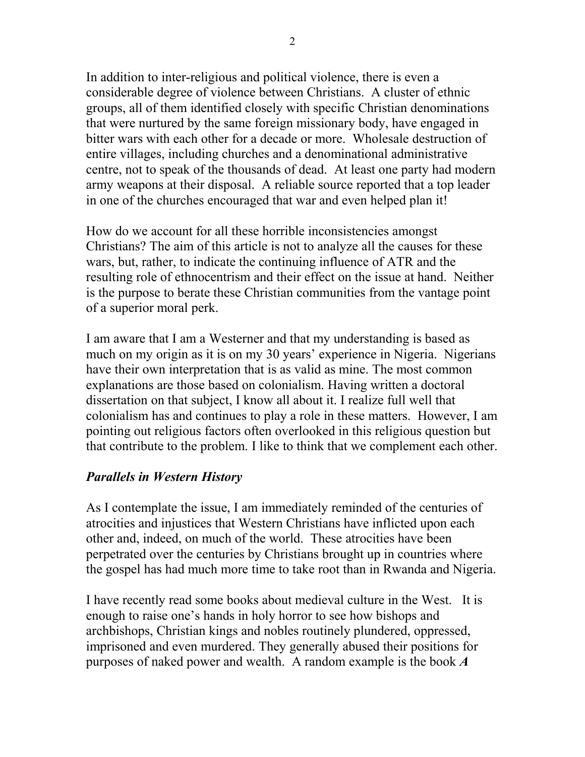In addition to inter-religious and political violence, there is even a considerable degree of violence between Christians. A cluster of ethnic groups, all of them identified closely with specific Christian denominations that were nurtured by the same foreign missionary body, have engaged in bitter wars with each other for a decade or more. Wholesale destruction of entire villages, including churches and a denominational administrative centre, not to speak of the thousands of dead. At least one party had modern army weapons at their disposal. A reliable source reported that a top leader in one of the churches encouraged that war and even helped plan it!

How do we account for all these horrible inconsistencies amongst Christians? The aim of this article is not to analyze all the causes for these wars, but, rather, to indicate the continuing influence of ATR and the resulting role of ethnocentrism and their effect on the issue at hand. Neither is the purpose to berate these Christian communities from the vantage point of a superior moral perk.

I am aware that I am a Westerner and that my understanding is based as much on my origin as it is on my 30 years' experience in Nigeria. Nigerians have their own interpretation that is as valid as mine. The most common explanations are those based on colonialism. Having written a doctoral dissertation on that subject, I know all about it. I realize full well that colonialism has and continues to play a role in these matters. However, I am pointing out religious factors often overlooked in this religious question but that contribute to the problem. I like to think that we complement each other.

### *Parallels in Western History*

As I contemplate the issue, I am immediately reminded of the centuries of atrocities and injustices that Western Christians have inflicted upon each other and, indeed, on much of the world. These atrocities have been perpetrated over the centuries by Christians brought up in countries where the gospel has had much more time to take root than in Rwanda and Nigeria.

I have recently read some books about medieval culture in the West. It is enough to raise one's hands in holy horror to see how bishops and archbishops, Christian kings and nobles routinely plundered, oppressed, imprisoned and even murdered. They generally abused their positions for purposes of naked power and wealth. A random example is the book ***A***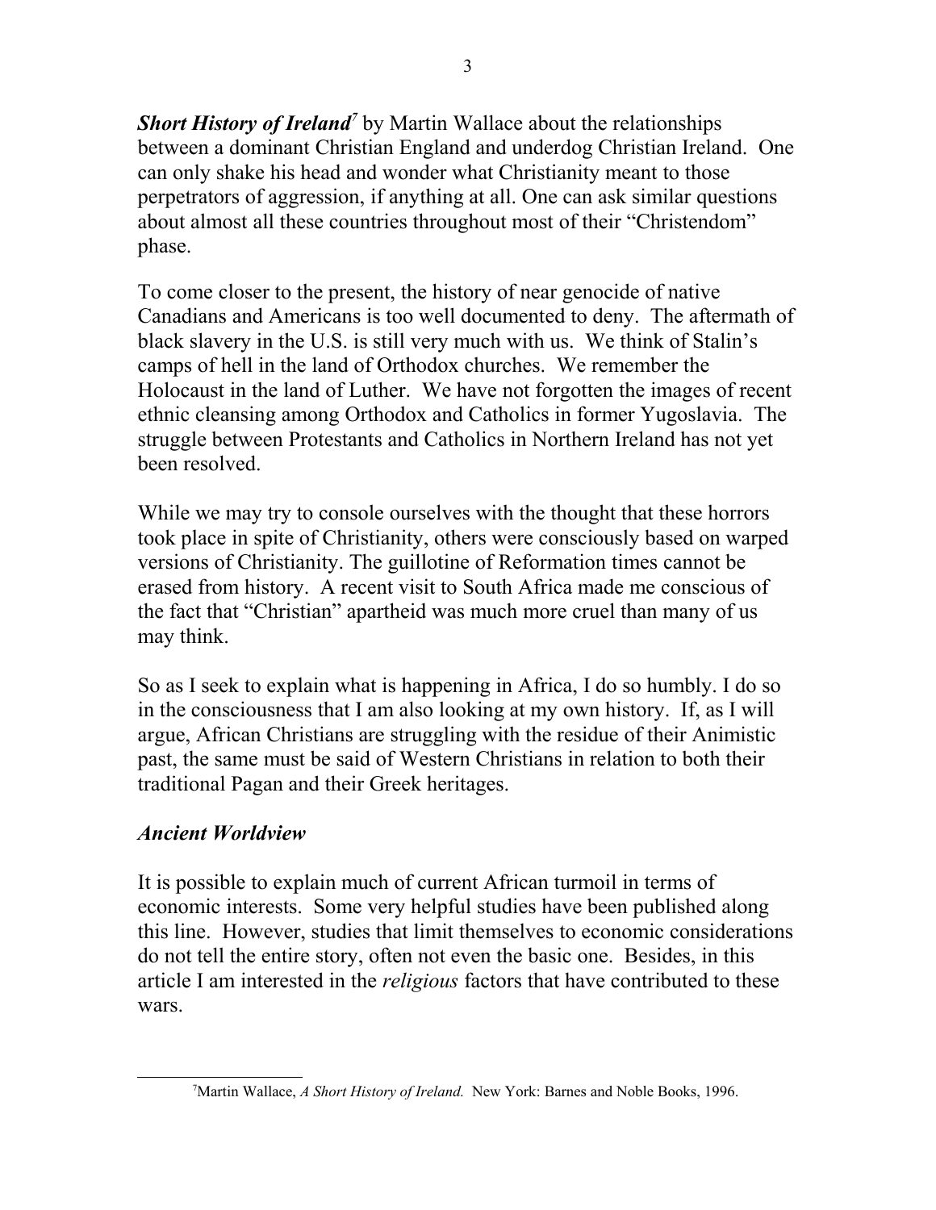***Short History of Ireland***[7] by Martin Wallace about the relationships between a dominant Christian England and underdog Christian Ireland. One can only shake his head and wonder what Christianity meant to those perpetrators of aggression, if anything at all. One can ask similar questions about almost all these countries throughout most of their "Christendom" phase.

To come closer to the present, the history of near genocide of native Canadians and Americans is too well documented to deny. The aftermath of black slavery in the U.S. is still very much with us. We think of Stalin's camps of hell in the land of Orthodox churches. We remember the Holocaust in the land of Luther. We have not forgotten the images of recent ethnic cleansing among Orthodox and Catholics in former Yugoslavia. The struggle between Protestants and Catholics in Northern Ireland has not yet been resolved.

While we may try to console ourselves with the thought that these horrors took place in spite of Christianity, others were consciously based on warped versions of Christianity. The guillotine of Reformation times cannot be erased from history. A recent visit to South Africa made me conscious of the fact that "Christian" apartheid was much more cruel than many of us may think.

So as I seek to explain what is happening in Africa, I do so humbly. I do so in the consciousness that I am also looking at my own history. If, as I will argue, African Christians are struggling with the residue of their Animistic past, the same must be said of Western Christians in relation to both their traditional Pagan and their Greek heritages.

### *Ancient Worldview*

It is possible to explain much of current African turmoil in terms of economic interests. Some very helpful studies have been published along this line. However, studies that limit themselves to economic considerations do not tell the entire story, often not even the basic one. Besides, in this article I am interested in the *religious* factors that have contributed to these wars.

---

[7] Martin Wallace, *A Short History of Ireland.* New York: Barnes and Noble Books, 1996.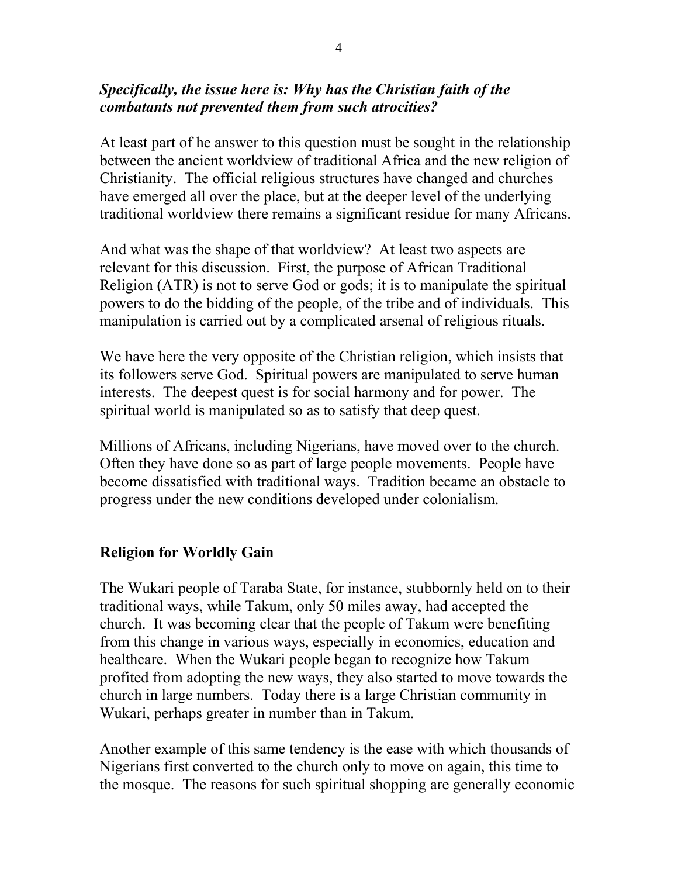***Specifically, the issue here is: Why has the Christian faith of the combatants not prevented them from such atrocities?***

At least part of he answer to this question must be sought in the relationship between the ancient worldview of traditional Africa and the new religion of Christianity. The official religious structures have changed and churches have emerged all over the place, but at the deeper level of the underlying traditional worldview there remains a significant residue for many Africans.

And what was the shape of that worldview? At least two aspects are relevant for this discussion. First, the purpose of African Traditional Religion (ATR) is not to serve God or gods; it is to manipulate the spiritual powers to do the bidding of the people, of the tribe and of individuals. This manipulation is carried out by a complicated arsenal of religious rituals.

We have here the very opposite of the Christian religion, which insists that its followers serve God. Spiritual powers are manipulated to serve human interests. The deepest quest is for social harmony and for power. The spiritual world is manipulated so as to satisfy that deep quest.

Millions of Africans, including Nigerians, have moved over to the church. Often they have done so as part of large people movements. People have become dissatisfied with traditional ways. Tradition became an obstacle to progress under the new conditions developed under colonialism.

## Religion for Worldly Gain

The Wukari people of Taraba State, for instance, stubbornly held on to their traditional ways, while Takum, only 50 miles away, had accepted the church. It was becoming clear that the people of Takum were benefiting from this change in various ways, especially in economics, education and healthcare. When the Wukari people began to recognize how Takum profited from adopting the new ways, they also started to move towards the church in large numbers. Today there is a large Christian community in Wukari, perhaps greater in number than in Takum.

Another example of this same tendency is the ease with which thousands of Nigerians first converted to the church only to move on again, this time to the mosque. The reasons for such spiritual shopping are generally economic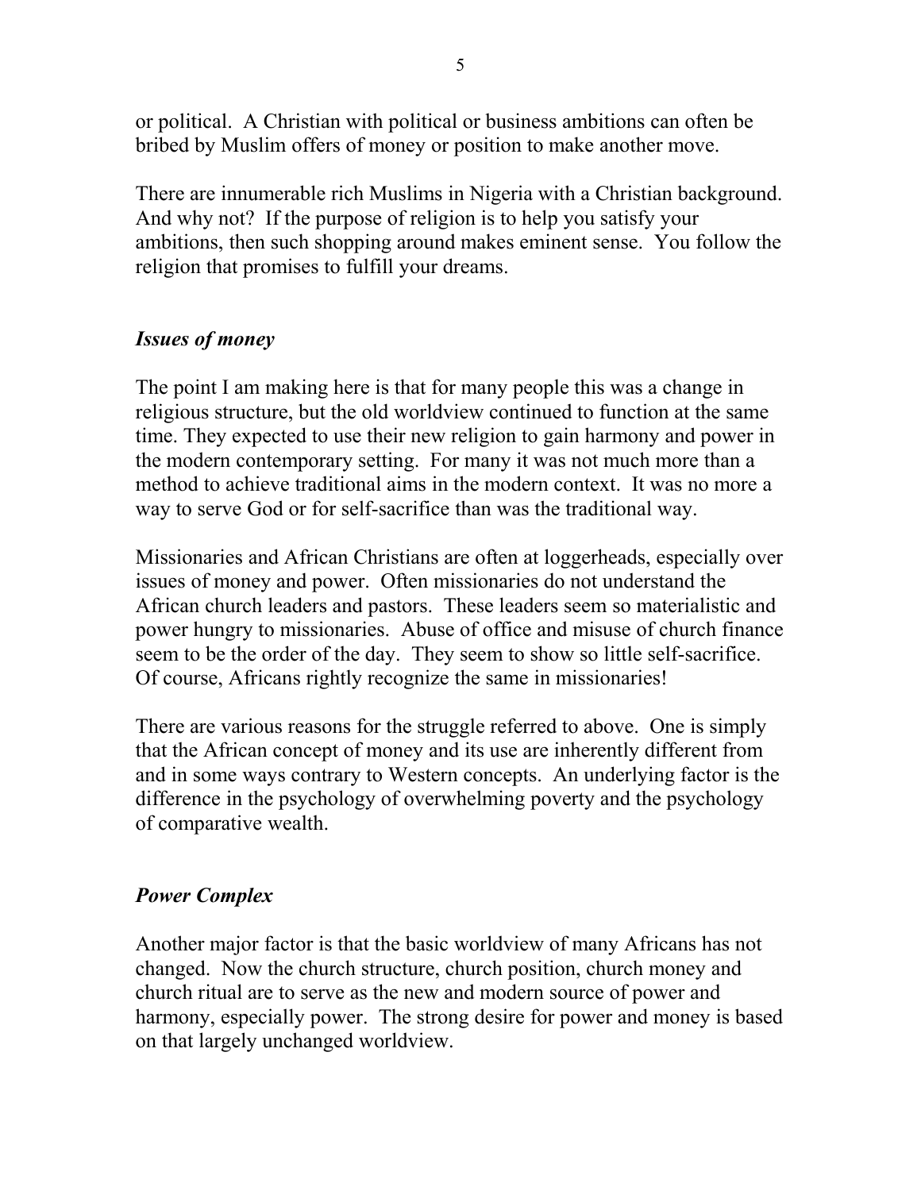or political. A Christian with political or business ambitions can often be bribed by Muslim offers of money or position to make another move.

There are innumerable rich Muslims in Nigeria with a Christian background. And why not? If the purpose of religion is to help you satisfy your ambitions, then such shopping around makes eminent sense. You follow the religion that promises to fulfill your dreams.

### ***Issues of money***

The point I am making here is that for many people this was a change in religious structure, but the old worldview continued to function at the same time. They expected to use their new religion to gain harmony and power in the modern contemporary setting. For many it was not much more than a method to achieve traditional aims in the modern context. It was no more a way to serve God or for self-sacrifice than was the traditional way.

Missionaries and African Christians are often at loggerheads, especially over issues of money and power. Often missionaries do not understand the African church leaders and pastors. These leaders seem so materialistic and power hungry to missionaries. Abuse of office and misuse of church finance seem to be the order of the day. They seem to show so little self-sacrifice. Of course, Africans rightly recognize the same in missionaries!

There are various reasons for the struggle referred to above. One is simply that the African concept of money and its use are inherently different from and in some ways contrary to Western concepts. An underlying factor is the difference in the psychology of overwhelming poverty and the psychology of comparative wealth.

### ***Power Complex***

Another major factor is that the basic worldview of many Africans has not changed. Now the church structure, church position, church money and church ritual are to serve as the new and modern source of power and harmony, especially power. The strong desire for power and money is based on that largely unchanged worldview.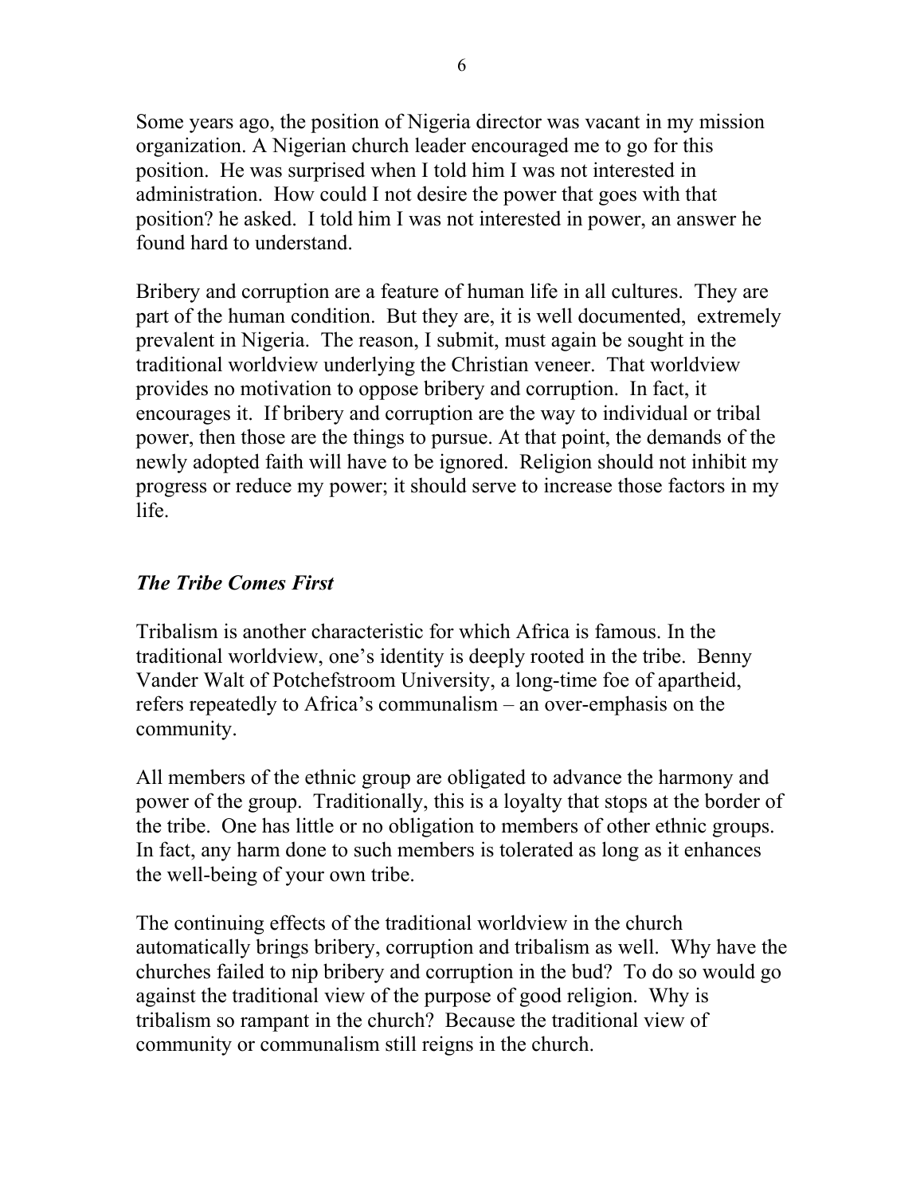Some years ago, the position of Nigeria director was vacant in my mission organization. A Nigerian church leader encouraged me to go for this position. He was surprised when I told him I was not interested in administration. How could I not desire the power that goes with that position? he asked. I told him I was not interested in power, an answer he found hard to understand.

Bribery and corruption are a feature of human life in all cultures. They are part of the human condition. But they are, it is well documented, extremely prevalent in Nigeria. The reason, I submit, must again be sought in the traditional worldview underlying the Christian veneer. That worldview provides no motivation to oppose bribery and corruption. In fact, it encourages it. If bribery and corruption are the way to individual or tribal power, then those are the things to pursue. At that point, the demands of the newly adopted faith will have to be ignored. Religion should not inhibit my progress or reduce my power; it should serve to increase those factors in my life.

### *The Tribe Comes First*

Tribalism is another characteristic for which Africa is famous. In the traditional worldview, one's identity is deeply rooted in the tribe. Benny Vander Walt of Potchefstroom University, a long-time foe of apartheid, refers repeatedly to Africa's communalism – an over-emphasis on the community.

All members of the ethnic group are obligated to advance the harmony and power of the group. Traditionally, this is a loyalty that stops at the border of the tribe. One has little or no obligation to members of other ethnic groups. In fact, any harm done to such members is tolerated as long as it enhances the well-being of your own tribe.

The continuing effects of the traditional worldview in the church automatically brings bribery, corruption and tribalism as well. Why have the churches failed to nip bribery and corruption in the bud? To do so would go against the traditional view of the purpose of good religion. Why is tribalism so rampant in the church? Because the traditional view of community or communalism still reigns in the church.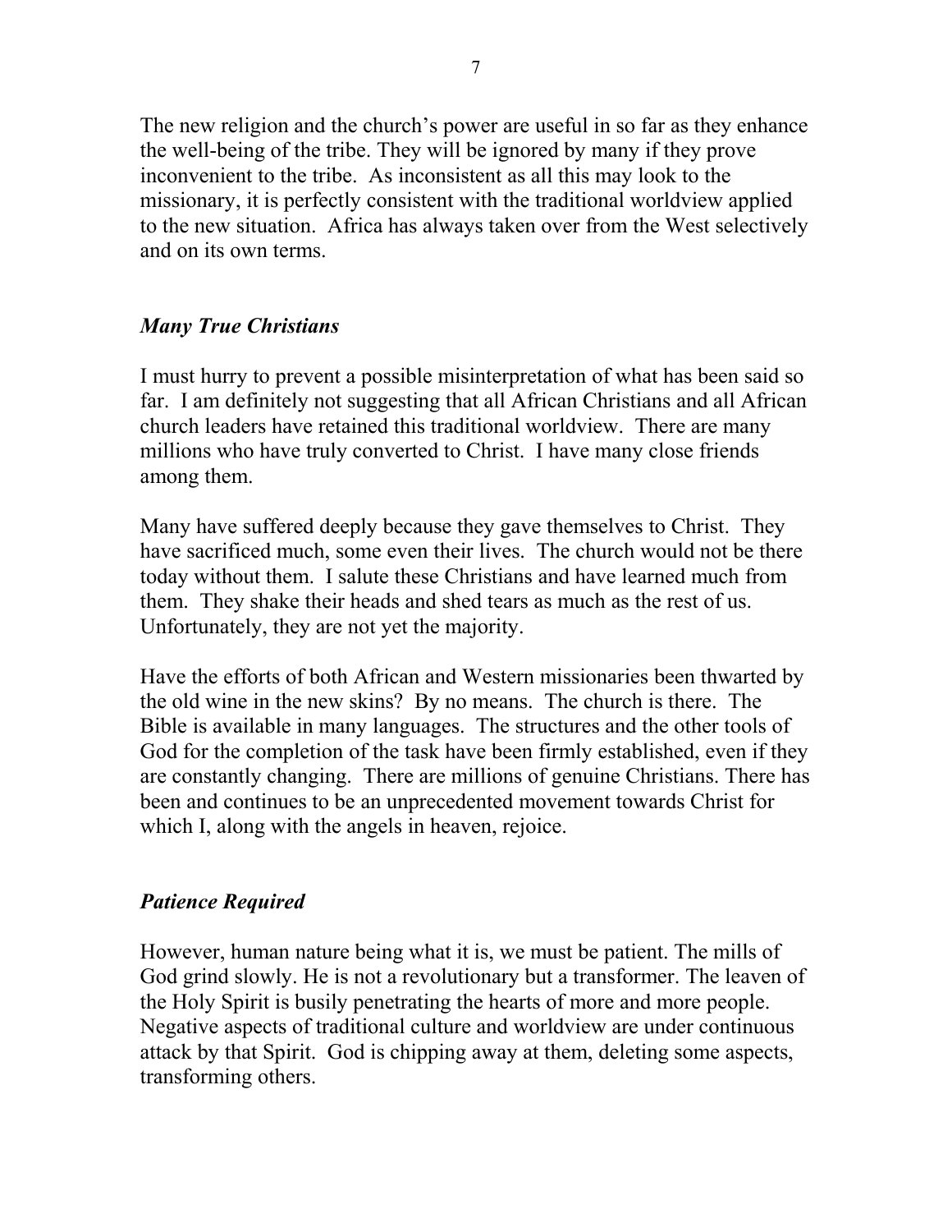The new religion and the church's power are useful in so far as they enhance the well-being of the tribe. They will be ignored by many if they prove inconvenient to the tribe. As inconsistent as all this may look to the missionary, it is perfectly consistent with the traditional worldview applied to the new situation. Africa has always taken over from the West selectively and on its own terms.

### *Many True Christians*

I must hurry to prevent a possible misinterpretation of what has been said so far. I am definitely not suggesting that all African Christians and all African church leaders have retained this traditional worldview. There are many millions who have truly converted to Christ. I have many close friends among them.

Many have suffered deeply because they gave themselves to Christ. They have sacrificed much, some even their lives. The church would not be there today without them. I salute these Christians and have learned much from them. They shake their heads and shed tears as much as the rest of us. Unfortunately, they are not yet the majority.

Have the efforts of both African and Western missionaries been thwarted by the old wine in the new skins? By no means. The church is there. The Bible is available in many languages. The structures and the other tools of God for the completion of the task have been firmly established, even if they are constantly changing. There are millions of genuine Christians. There has been and continues to be an unprecedented movement towards Christ for which I, along with the angels in heaven, rejoice.

### *Patience Required*

However, human nature being what it is, we must be patient. The mills of God grind slowly. He is not a revolutionary but a transformer. The leaven of the Holy Spirit is busily penetrating the hearts of more and more people. Negative aspects of traditional culture and worldview are under continuous attack by that Spirit. God is chipping away at them, deleting some aspects, transforming others.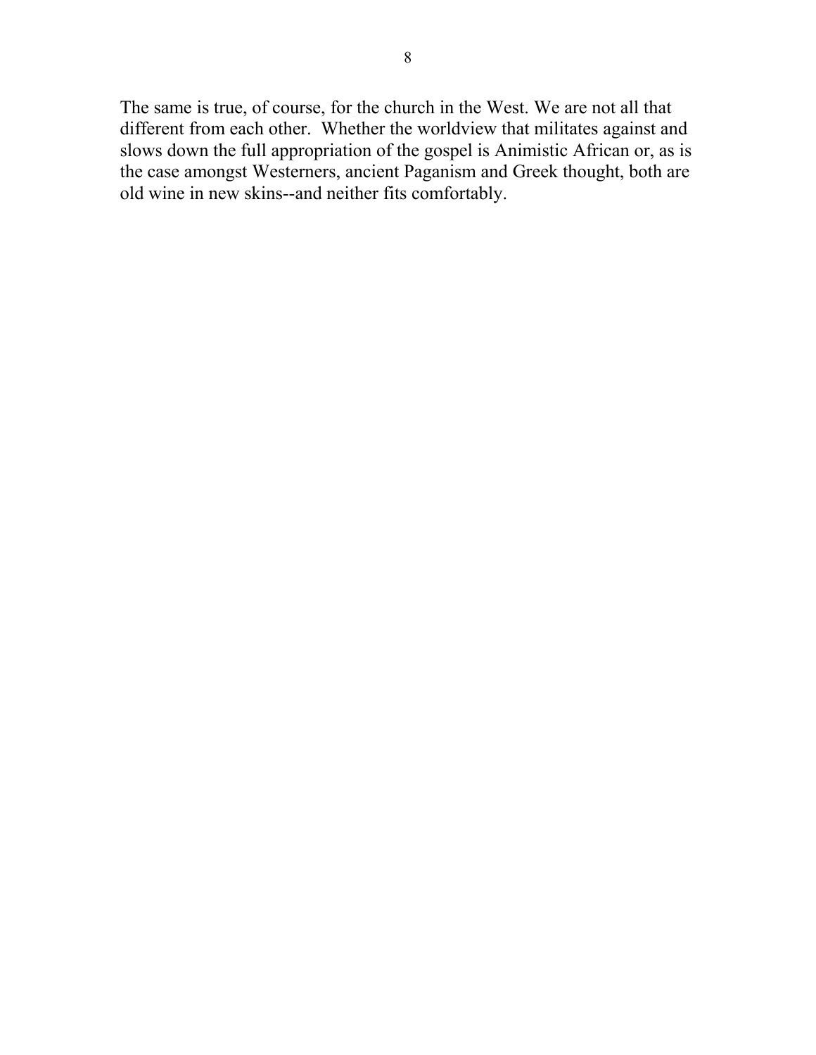The same is true, of course, for the church in the West. We are not all that different from each other.  Whether the worldview that militates against and slows down the full appropriation of the gospel is Animistic African or, as is the case amongst Westerners, ancient Paganism and Greek thought, both are old wine in new skins--and neither fits comfortably.